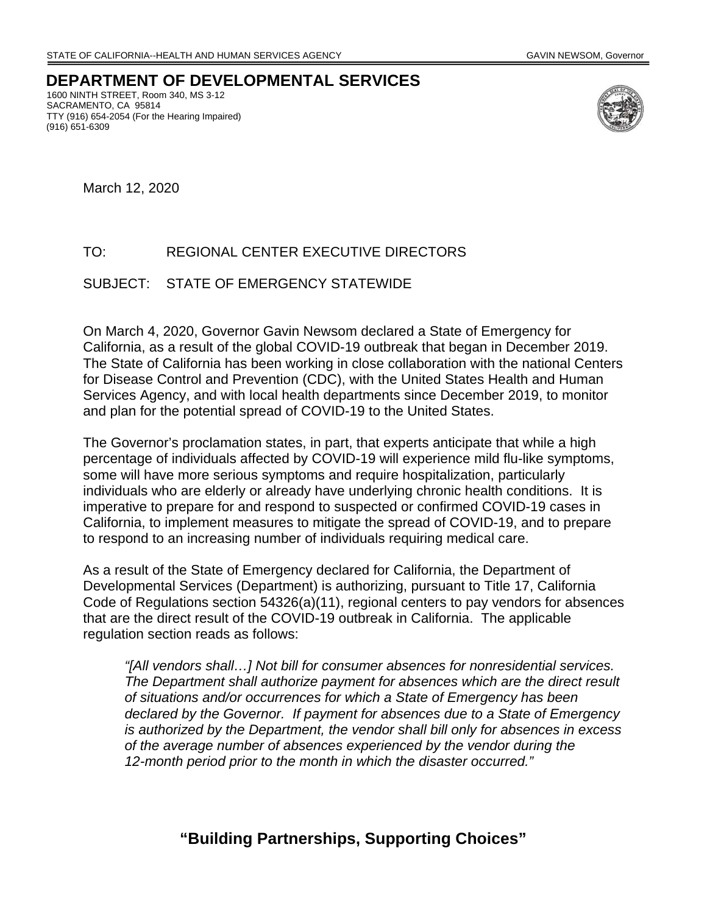STATE OF CALIFORNIA--HEALTH AND HUMAN SERVICES AGENCY GAVIN NEWSOM, Governor

# DEPARTMENT OF DEVELOPMENTAL SERVICES

1600 NINTH STREET, Room 340, MS 3-12
SACRAMENTO, CA 95814
TTY (916) 654-2054 (For the Hearing Impaired)
(916) 651-6309

March 12, 2020

TO: REGIONAL CENTER EXECUTIVE DIRECTORS

SUBJECT: STATE OF EMERGENCY STATEWIDE

On March 4, 2020, Governor Gavin Newsom declared a State of Emergency for California, as a result of the global COVID-19 outbreak that began in December 2019. The State of California has been working in close collaboration with the national Centers for Disease Control and Prevention (CDC), with the United States Health and Human Services Agency, and with local health departments since December 2019, to monitor and plan for the potential spread of COVID-19 to the United States.

The Governor's proclamation states, in part, that experts anticipate that while a high percentage of individuals affected by COVID-19 will experience mild flu-like symptoms, some will have more serious symptoms and require hospitalization, particularly individuals who are elderly or already have underlying chronic health conditions. It is imperative to prepare for and respond to suspected or confirmed COVID-19 cases in California, to implement measures to mitigate the spread of COVID-19, and to prepare to respond to an increasing number of individuals requiring medical care.

As a result of the State of Emergency declared for California, the Department of Developmental Services (Department) is authorizing, pursuant to Title 17, California Code of Regulations section 54326(a)(11), regional centers to pay vendors for absences that are the direct result of the COVID-19 outbreak in California. The applicable regulation section reads as follows:

> *"[All vendors shall…] Not bill for consumer absences for nonresidential services. The Department shall authorize payment for absences which are the direct result of situations and/or occurrences for which a State of Emergency has been declared by the Governor. If payment for absences due to a State of Emergency is authorized by the Department, the vendor shall bill only for absences in excess of the average number of absences experienced by the vendor during the 12-month period prior to the month in which the disaster occurred."*

**"Building Partnerships, Supporting Choices"**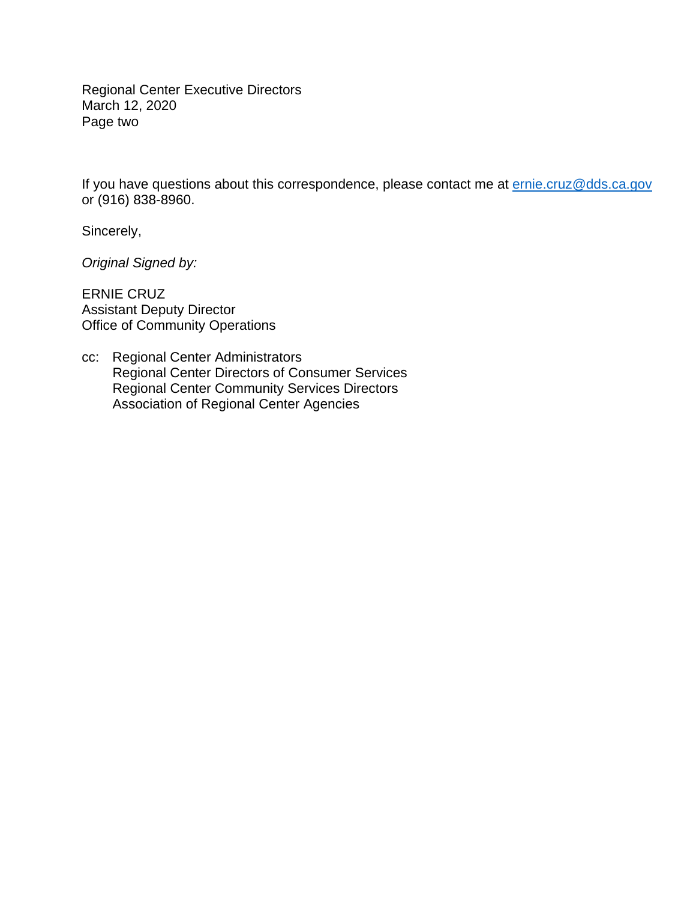If you have questions about this correspondence, please contact me at ernie.cruz@dds.ca.gov or (916) 838-8960.

Sincerely,

*Original Signed by:*

ERNIE CRUZ
Assistant Deputy Director
Office of Community Operations

cc: Regional Center Administrators
Regional Center Directors of Consumer Services
Regional Center Community Services Directors
Association of Regional Center Agencies